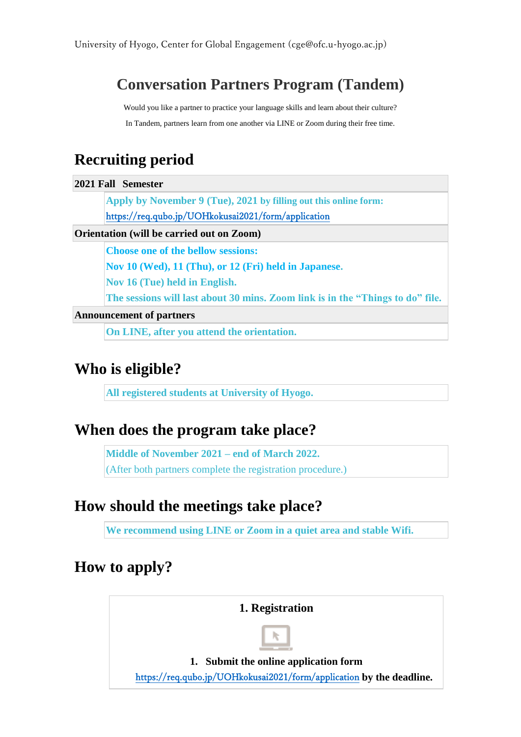University of Hyogo, Center for Global Engagement (cge@ofc.u-hyogo.ac.jp)

# Conversation Partners Program (Tandem)

Would you like a partner to practice your language skills and learn about their culture?

In Tandem, partners learn from one another via LINE or Zoom during their free time.

## Recruiting period

**2021 Fall Semester**

**Apply by November 9 (Tue), 2021 by filling out this online form:**
https://req.qubo.jp/UOHkokusai2021/form/application

**Orientation (will be carried out on Zoom)**

**Choose one of the bellow sessions:**
**Nov 10 (Wed), 11 (Thu), or 12 (Fri) held in Japanese.**
**Nov 16 (Tue) held in English.**
**The sessions will last about 30 mins. Zoom link is in the "Things to do" file.**

**Announcement of partners**

**On LINE, after you attend the orientation.**

## Who is eligible?

**All registered students at University of Hyogo.**

## When does the program take place?

**Middle of November 2021 – end of March 2022.**
(After both partners complete the registration procedure.)

## How should the meetings take place?

**We recommend using LINE or Zoom in a quiet area and stable Wifi.**

## How to apply?

### 1. Registration

1. **Submit the online application form**

https://req.qubo.jp/UOHkokusai2021/form/application **by the deadline.**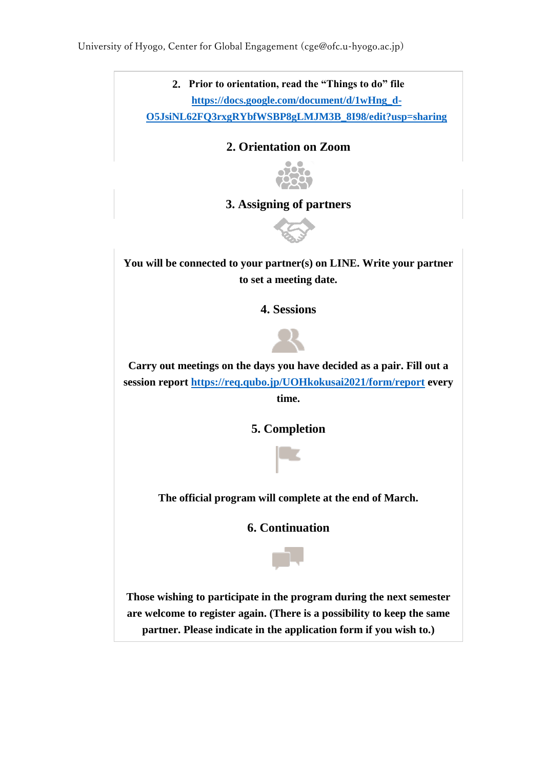2. **Prior to orientation, read the "Things to do" file** **https://docs.google.com/document/d/1wHng_d-O5JsiNL62FQ3rxgRYbfWSBP8gLMJM3B_8I98/edit?usp=sharing**

## 2. Orientation on Zoom

## 3. Assigning of partners

**You will be connected to your partner(s) on LINE. Write your partner to set a meeting date.**

## 4. Sessions

**Carry out meetings on the days you have decided as a pair. Fill out a session report https://req.qubo.jp/UOHkokusai2021/form/report every time.**

## 5. Completion

**The official program will complete at the end of March.**

## 6. Continuation

**Those wishing to participate in the program during the next semester are welcome to register again. (There is a possibility to keep the same partner. Please indicate in the application form if you wish to.)**